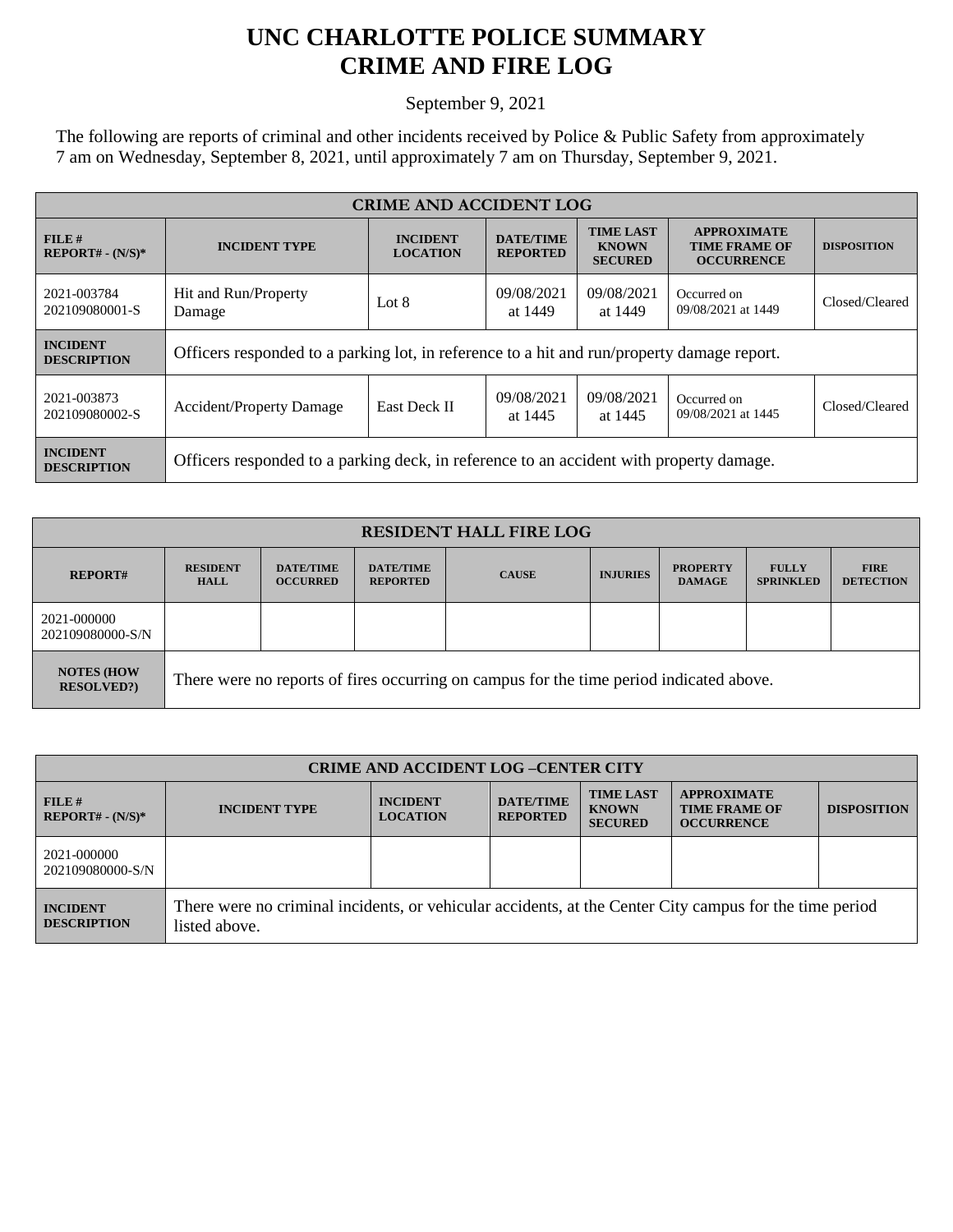# UNC CHARLOTTE POLICE SUMMARY
# CRIME AND FIRE LOG

September 9, 2021

The following are reports of criminal and other incidents received by Police & Public Safety from approximately 7 am on Wednesday, September 8, 2021, until approximately 7 am on Thursday, September 9, 2021.

| CRIME AND ACCIDENT LOG | | | | | | |
|---|---|---|---|---|---|---|
| **FILE # REPORT# - (N/S)*** | **INCIDENT TYPE** | **INCIDENT LOCATION** | **DATE/TIME REPORTED** | **TIME LAST KNOWN SECURED** | **APPROXIMATE TIME FRAME OF OCCURRENCE** | **DISPOSITION** |
| 2021-003784 202109080001-S | Hit and Run/Property Damage | Lot 8 | 09/08/2021 at 1449 | 09/08/2021 at 1449 | Occurred on 09/08/2021 at 1449 | Closed/Cleared |
| **INCIDENT DESCRIPTION** | Officers responded to a parking lot, in reference to a hit and run/property damage report. | | | | | |
| 2021-003873 202109080002-S | Accident/Property Damage | East Deck II | 09/08/2021 at 1445 | 09/08/2021 at 1445 | Occurred on 09/08/2021 at 1445 | Closed/Cleared |
| **INCIDENT DESCRIPTION** | Officers responded to a parking deck, in reference to an accident with property damage. | | | | | |

| RESIDENT HALL FIRE LOG | | | | | | | | |
|---|---|---|---|---|---|---|---|---|
| **REPORT#** | **RESIDENT HALL** | **DATE/TIME OCCURRED** | **DATE/TIME REPORTED** | **CAUSE** | **INJURIES** | **PROPERTY DAMAGE** | **FULLY SPRINKLED** | **FIRE DETECTION** |
| 2021-000000 202109080000-S/N | | | | | | | | |
| **NOTES (HOW RESOLVED?)** | There were no reports of fires occurring on campus for the time period indicated above. | | | | | | | |

| CRIME AND ACCIDENT LOG –CENTER CITY | | | | | | |
|---|---|---|---|---|---|---|
| **FILE # REPORT# - (N/S)*** | **INCIDENT TYPE** | **INCIDENT LOCATION** | **DATE/TIME REPORTED** | **TIME LAST KNOWN SECURED** | **APPROXIMATE TIME FRAME OF OCCURRENCE** | **DISPOSITION** |
| 2021-000000 202109080000-S/N | | | | | | |
| **INCIDENT DESCRIPTION** | There were no criminal incidents, or vehicular accidents, at the Center City campus for the time period listed above. | | | | | |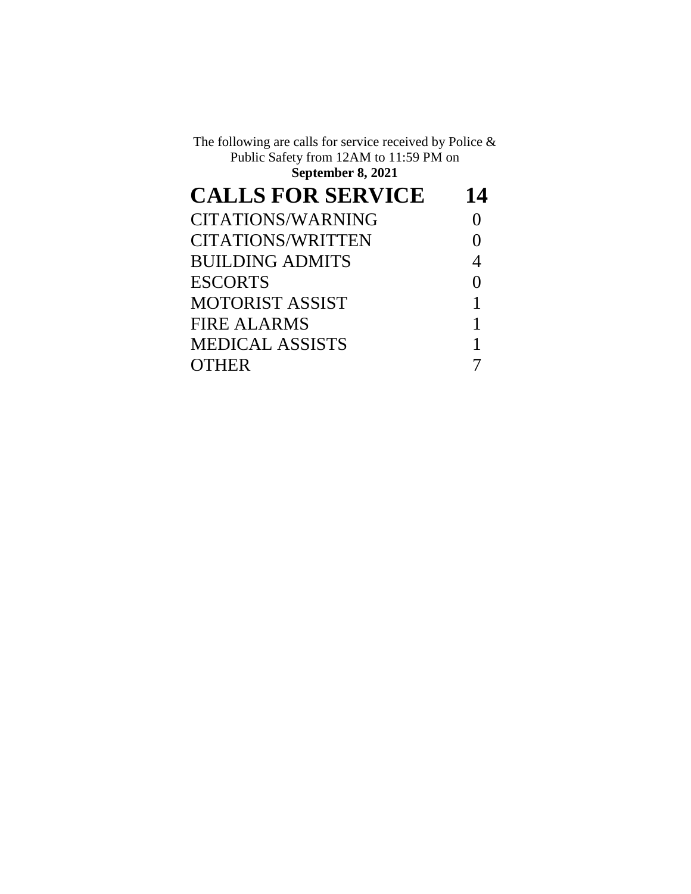The following are calls for service received by Police & Public Safety from 12AM to 11:59 PM on

**September 8, 2021**

| | |
|---|---|
| **CALLS FOR SERVICE** | **14** |
| CITATIONS/WARNING | 0 |
| CITATIONS/WRITTEN | 0 |
| BUILDING ADMITS | 4 |
| ESCORTS | 0 |
| MOTORIST ASSIST | 1 |
| FIRE ALARMS | 1 |
| MEDICAL ASSISTS | 1 |
| OTHER | 7 |